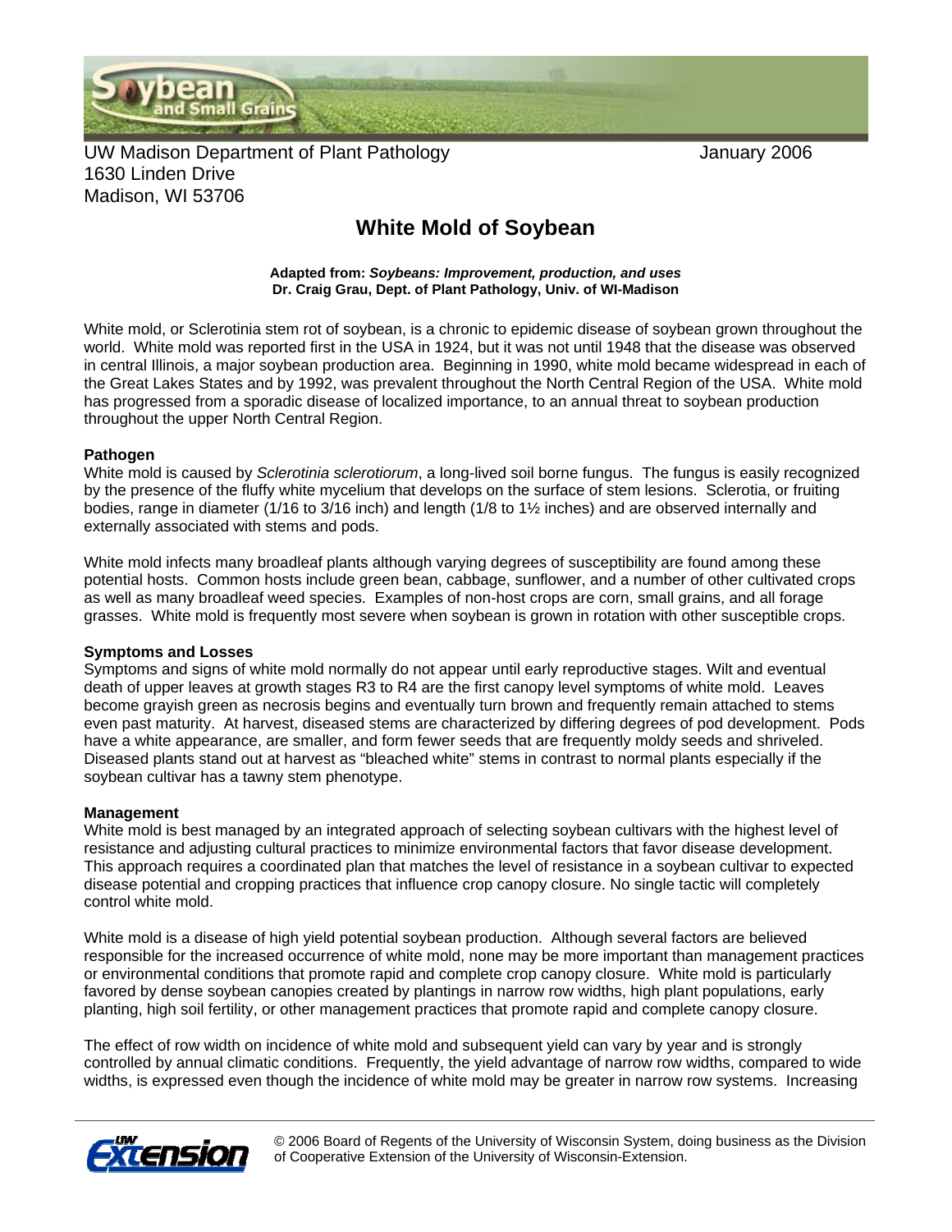UW Madison Department of Plant Pathology
1630 Linden Drive
Madison, WI 53706

January 2006

# White Mold of Soybean

**Adapted from:** ***Soybeans: Improvement, production, and uses***
**Dr. Craig Grau, Dept. of Plant Pathology, Univ. of WI-Madison**

White mold, or Sclerotinia stem rot of soybean, is a chronic to epidemic disease of soybean grown throughout the world. White mold was reported first in the USA in 1924, but it was not until 1948 that the disease was observed in central Illinois, a major soybean production area. Beginning in 1990, white mold became widespread in each of the Great Lakes States and by 1992, was prevalent throughout the North Central Region of the USA. White mold has progressed from a sporadic disease of localized importance, to an annual threat to soybean production throughout the upper North Central Region.

### Pathogen

White mold is caused by *Sclerotinia sclerotiorum*, a long-lived soil borne fungus. The fungus is easily recognized by the presence of the fluffy white mycelium that develops on the surface of stem lesions. Sclerotia, or fruiting bodies, range in diameter (1/16 to 3/16 inch) and length (1/8 to 1½ inches) and are observed internally and externally associated with stems and pods.

White mold infects many broadleaf plants although varying degrees of susceptibility are found among these potential hosts. Common hosts include green bean, cabbage, sunflower, and a number of other cultivated crops as well as many broadleaf weed species. Examples of non-host crops are corn, small grains, and all forage grasses. White mold is frequently most severe when soybean is grown in rotation with other susceptible crops.

### Symptoms and Losses

Symptoms and signs of white mold normally do not appear until early reproductive stages. Wilt and eventual death of upper leaves at growth stages R3 to R4 are the first canopy level symptoms of white mold. Leaves become grayish green as necrosis begins and eventually turn brown and frequently remain attached to stems even past maturity. At harvest, diseased stems are characterized by differing degrees of pod development. Pods have a white appearance, are smaller, and form fewer seeds that are frequently moldy seeds and shriveled. Diseased plants stand out at harvest as "bleached white" stems in contrast to normal plants especially if the soybean cultivar has a tawny stem phenotype.

### Management

White mold is best managed by an integrated approach of selecting soybean cultivars with the highest level of resistance and adjusting cultural practices to minimize environmental factors that favor disease development. This approach requires a coordinated plan that matches the level of resistance in a soybean cultivar to expected disease potential and cropping practices that influence crop canopy closure. No single tactic will completely control white mold.

White mold is a disease of high yield potential soybean production. Although several factors are believed responsible for the increased occurrence of white mold, none may be more important than management practices or environmental conditions that promote rapid and complete crop canopy closure. White mold is particularly favored by dense soybean canopies created by plantings in narrow row widths, high plant populations, early planting, high soil fertility, or other management practices that promote rapid and complete canopy closure.

The effect of row width on incidence of white mold and subsequent yield can vary by year and is strongly controlled by annual climatic conditions. Frequently, the yield advantage of narrow row widths, compared to wide widths, is expressed even though the incidence of white mold may be greater in narrow row systems. Increasing

© 2006 Board of Regents of the University of Wisconsin System, doing business as the Division of Cooperative Extension of the University of Wisconsin-Extension.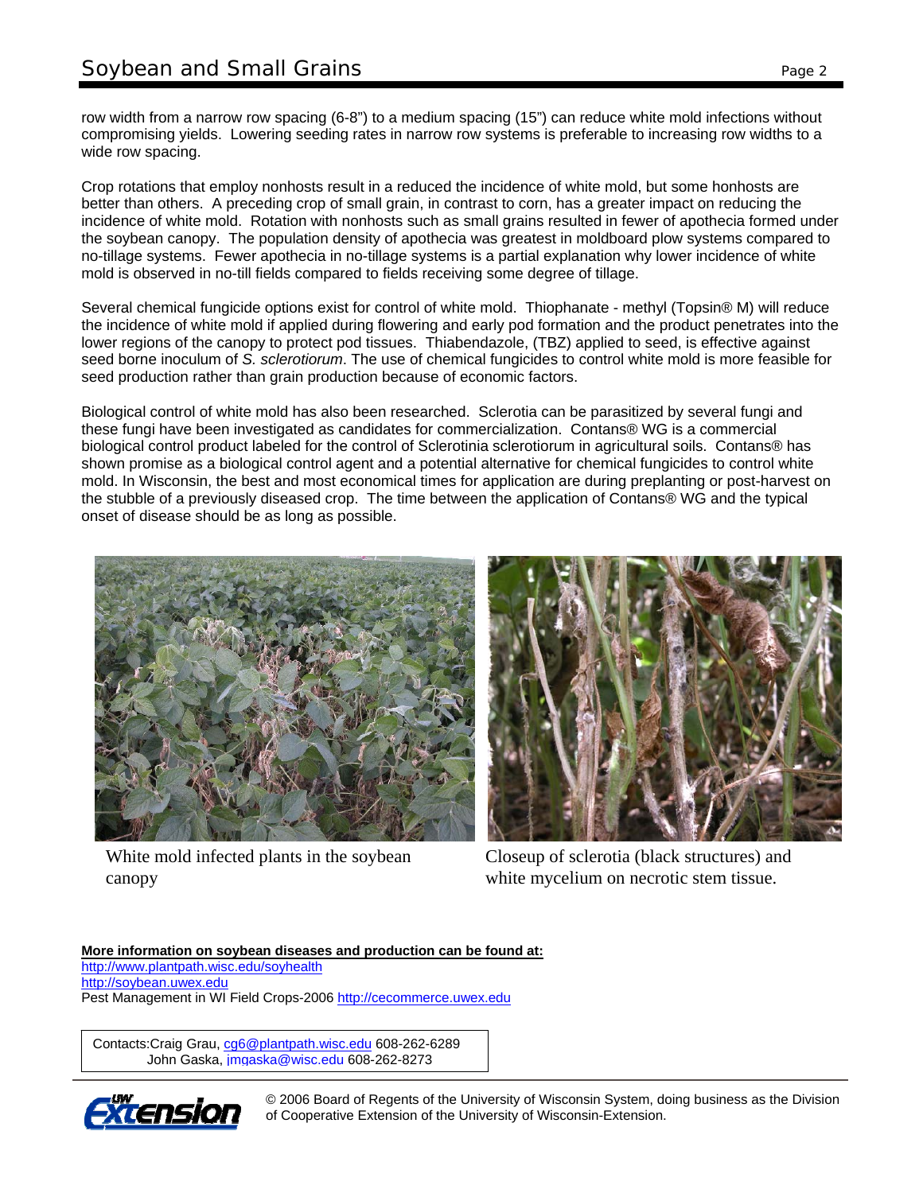row width from a narrow row spacing (6-8") to a medium spacing (15") can reduce white mold infections without compromising yields. Lowering seeding rates in narrow row systems is preferable to increasing row widths to a wide row spacing.

Crop rotations that employ nonhosts result in a reduced the incidence of white mold, but some honhosts are better than others. A preceding crop of small grain, in contrast to corn, has a greater impact on reducing the incidence of white mold. Rotation with nonhosts such as small grains resulted in fewer of apothecia formed under the soybean canopy. The population density of apothecia was greatest in moldboard plow systems compared to no-tillage systems. Fewer apothecia in no-tillage systems is a partial explanation why lower incidence of white mold is observed in no-till fields compared to fields receiving some degree of tillage.

Several chemical fungicide options exist for control of white mold. Thiophanate - methyl (Topsin® M) will reduce the incidence of white mold if applied during flowering and early pod formation and the product penetrates into the lower regions of the canopy to protect pod tissues. Thiabendazole, (TBZ) applied to seed, is effective against seed borne inoculum of *S. sclerotiorum*. The use of chemical fungicides to control white mold is more feasible for seed production rather than grain production because of economic factors.

Biological control of white mold has also been researched. Sclerotia can be parasitized by several fungi and these fungi have been investigated as candidates for commercialization. Contans® WG is a commercial biological control product labeled for the control of Sclerotinia sclerotiorum in agricultural soils. Contans® has shown promise as a biological control agent and a potential alternative for chemical fungicides to control white mold. In Wisconsin, the best and most economical times for application are during preplanting or post-harvest on the stubble of a previously diseased crop. The time between the application of Contans® WG and the typical onset of disease should be as long as possible.

White mold infected plants in the soybean canopy

Closeup of sclerotia (black structures) and white mycelium on necrotic stem tissue.

**More information on soybean diseases and production can be found at:**

http://www.plantpath.wisc.edu/soyhealth
http://soybean.uwex.edu
Pest Management in WI Field Crops-2006 http://cecommerce.uwex.edu

Contacts: Craig Grau, cg6@plantpath.wisc.edu 608-262-6289
John Gaska, jmgaska@wisc.edu 608-262-8273

© 2006 Board of Regents of the University of Wisconsin System, doing business as the Division of Cooperative Extension of the University of Wisconsin-Extension.